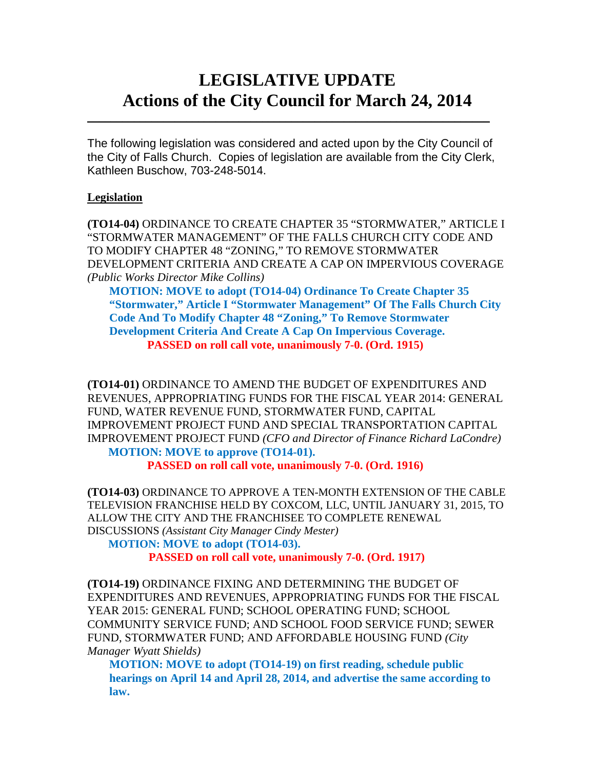# LEGISLATIVE UPDATE
# Actions of the City Council for March 24, 2014

---

The following legislation was considered and acted upon by the City Council of the City of Falls Church. Copies of legislation are available from the City Clerk, Kathleen Buschow, 703-248-5014.

**Legislation**

**(TO14-04)** ORDINANCE TO CREATE CHAPTER 35 "STORMWATER," ARTICLE I "STORMWATER MANAGEMENT" OF THE FALLS CHURCH CITY CODE AND TO MODIFY CHAPTER 48 "ZONING," TO REMOVE STORMWATER DEVELOPMENT CRITERIA AND CREATE A CAP ON IMPERVIOUS COVERAGE *(Public Works Director Mike Collins)*

**MOTION: MOVE to adopt (TO14-04) Ordinance To Create Chapter 35 "Stormwater," Article I "Stormwater Management" Of The Falls Church City Code And To Modify Chapter 48 "Zoning," To Remove Stormwater Development Criteria And Create A Cap On Impervious Coverage.**

**PASSED on roll call vote, unanimously 7-0. (Ord. 1915)**

**(TO14-01)** ORDINANCE TO AMEND THE BUDGET OF EXPENDITURES AND REVENUES, APPROPRIATING FUNDS FOR THE FISCAL YEAR 2014: GENERAL FUND, WATER REVENUE FUND, STORMWATER FUND, CAPITAL IMPROVEMENT PROJECT FUND AND SPECIAL TRANSPORTATION CAPITAL IMPROVEMENT PROJECT FUND *(CFO and Director of Finance Richard LaCondre)*

**MOTION: MOVE to approve (TO14-01).**

**PASSED on roll call vote, unanimously 7-0. (Ord. 1916)**

**(TO14-03)** ORDINANCE TO APPROVE A TEN-MONTH EXTENSION OF THE CABLE TELEVISION FRANCHISE HELD BY COXCOM, LLC, UNTIL JANUARY 31, 2015, TO ALLOW THE CITY AND THE FRANCHISEE TO COMPLETE RENEWAL DISCUSSIONS *(Assistant City Manager Cindy Mester)*

**MOTION: MOVE to adopt (TO14-03).**

**PASSED on roll call vote, unanimously 7-0. (Ord. 1917)**

**(TO14-19)** ORDINANCE FIXING AND DETERMINING THE BUDGET OF EXPENDITURES AND REVENUES, APPROPRIATING FUNDS FOR THE FISCAL YEAR 2015: GENERAL FUND; SCHOOL OPERATING FUND; SCHOOL COMMUNITY SERVICE FUND; AND SCHOOL FOOD SERVICE FUND; SEWER FUND, STORMWATER FUND; AND AFFORDABLE HOUSING FUND *(City Manager Wyatt Shields)*

**MOTION: MOVE to adopt (TO14-19) on first reading, schedule public hearings on April 14 and April 28, 2014, and advertise the same according to law.**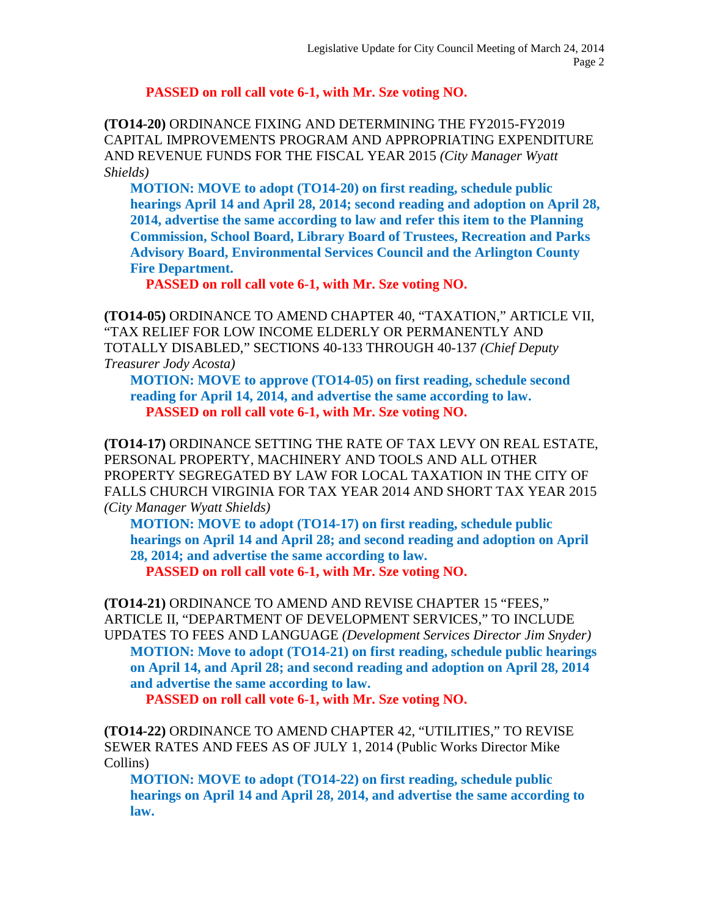**PASSED on roll call vote 6-1, with Mr. Sze voting NO.**

**(TO14-20)** ORDINANCE FIXING AND DETERMINING THE FY2015-FY2019 CAPITAL IMPROVEMENTS PROGRAM AND APPROPRIATING EXPENDITURE AND REVENUE FUNDS FOR THE FISCAL YEAR 2015 *(City Manager Wyatt Shields)*

**MOTION: MOVE to adopt (TO14-20) on first reading, schedule public hearings April 14 and April 28, 2014; second reading and adoption on April 28, 2014, advertise the same according to law and refer this item to the Planning Commission, School Board, Library Board of Trustees, Recreation and Parks Advisory Board, Environmental Services Council and the Arlington County Fire Department.**

**PASSED on roll call vote 6-1, with Mr. Sze voting NO.**

**(TO14-05)** ORDINANCE TO AMEND CHAPTER 40, "TAXATION," ARTICLE VII, "TAX RELIEF FOR LOW INCOME ELDERLY OR PERMANENTLY AND TOTALLY DISABLED," SECTIONS 40-133 THROUGH 40-137 *(Chief Deputy Treasurer Jody Acosta)*

**MOTION: MOVE to approve (TO14-05) on first reading, schedule second reading for April 14, 2014, and advertise the same according to law.**

**PASSED on roll call vote 6-1, with Mr. Sze voting NO.**

**(TO14-17)** ORDINANCE SETTING THE RATE OF TAX LEVY ON REAL ESTATE, PERSONAL PROPERTY, MACHINERY AND TOOLS AND ALL OTHER PROPERTY SEGREGATED BY LAW FOR LOCAL TAXATION IN THE CITY OF FALLS CHURCH VIRGINIA FOR TAX YEAR 2014 AND SHORT TAX YEAR 2015 *(City Manager Wyatt Shields)*

**MOTION: MOVE to adopt (TO14-17) on first reading, schedule public hearings on April 14 and April 28; and second reading and adoption on April 28, 2014; and advertise the same according to law.**

**PASSED on roll call vote 6-1, with Mr. Sze voting NO.**

**(TO14-21)** ORDINANCE TO AMEND AND REVISE CHAPTER 15 "FEES," ARTICLE II, "DEPARTMENT OF DEVELOPMENT SERVICES," TO INCLUDE UPDATES TO FEES AND LANGUAGE *(Development Services Director Jim Snyder)*

**MOTION: Move to adopt (TO14-21) on first reading, schedule public hearings on April 14, and April 28; and second reading and adoption on April 28, 2014 and advertise the same according to law.**

**PASSED on roll call vote 6-1, with Mr. Sze voting NO.**

**(TO14-22)** ORDINANCE TO AMEND CHAPTER 42, "UTILITIES," TO REVISE SEWER RATES AND FEES AS OF JULY 1, 2014 (Public Works Director Mike Collins)

**MOTION: MOVE to adopt (TO14-22) on first reading, schedule public hearings on April 14 and April 28, 2014, and advertise the same according to law.**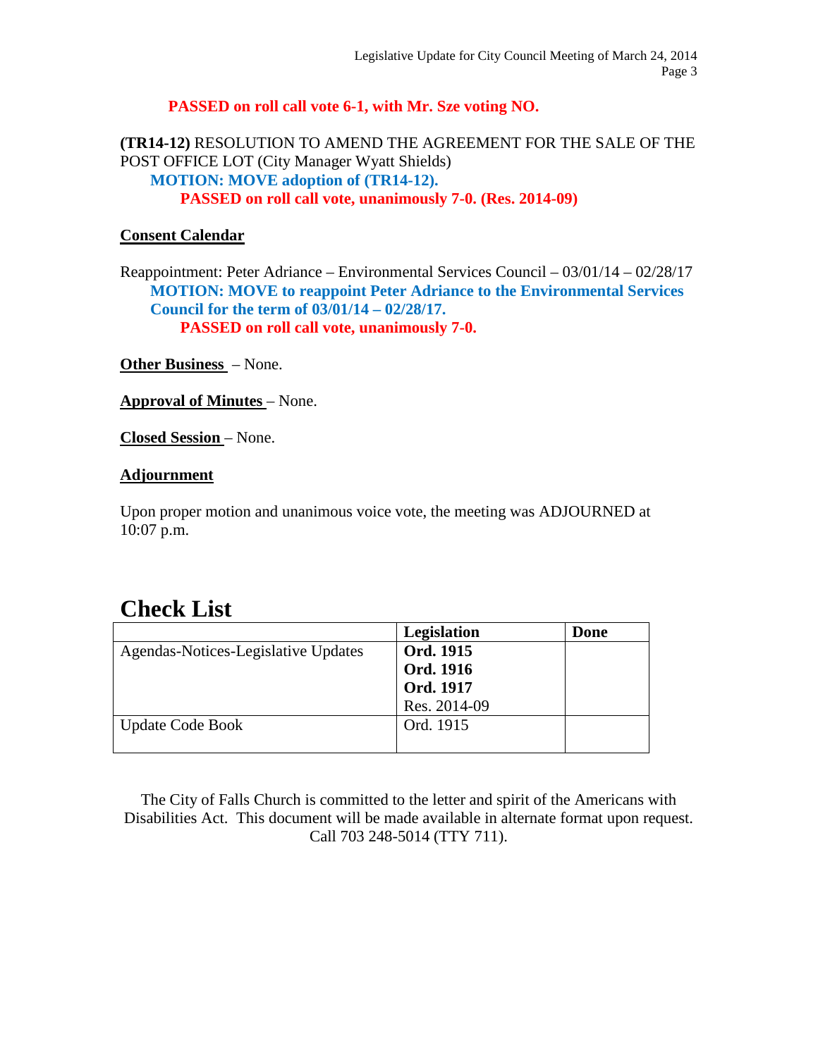**PASSED on roll call vote 6-1, with Mr. Sze voting NO.**

**(TR14-12)** RESOLUTION TO AMEND THE AGREEMENT FOR THE SALE OF THE POST OFFICE LOT (City Manager Wyatt Shields)

**MOTION: MOVE adoption of (TR14-12).**

**PASSED on roll call vote, unanimously 7-0. (Res. 2014-09)**

**Consent Calendar**

Reappointment: Peter Adriance – Environmental Services Council – 03/01/14 – 02/28/17

**MOTION: MOVE to reappoint Peter Adriance to the Environmental Services Council for the term of 03/01/14 – 02/28/17.**

**PASSED on roll call vote, unanimously 7-0.**

**Other Business** – None.

**Approval of Minutes** – None.

**Closed Session** – None.

**Adjournment**

Upon proper motion and unanimous voice vote, the meeting was ADJOURNED at 10:07 p.m.

# Check List

| | Legislation | Done |
|---|---|---|
| Agendas-Notices-Legislative Updates | **Ord. 1915**<br>**Ord. 1916**<br>**Ord. 1917**<br>Res. 2014-09 | |
| Update Code Book | Ord. 1915 | |

The City of Falls Church is committed to the letter and spirit of the Americans with Disabilities Act. This document will be made available in alternate format upon request. Call 703 248-5014 (TTY 711).